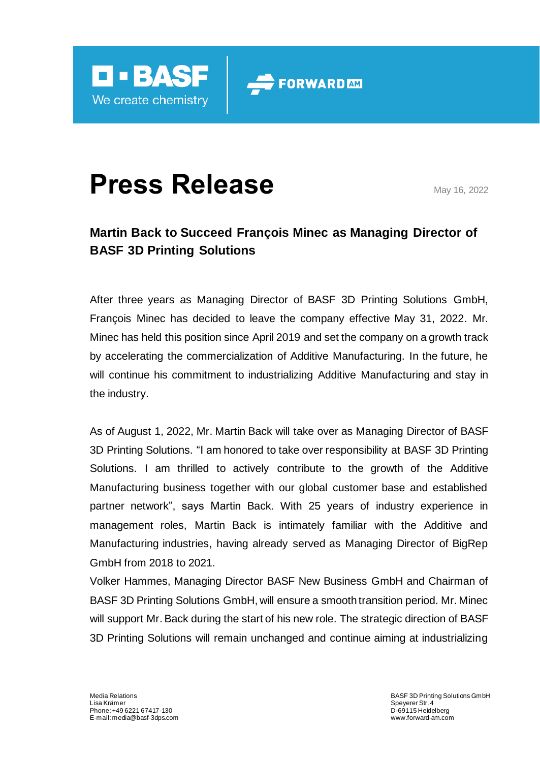# Press Release

May 16, 2022

## Martin Back to Succeed François Minec as Managing Director of BASF 3D Printing Solutions

After three years as Managing Director of BASF 3D Printing Solutions GmbH, François Minec has decided to leave the company effective May 31, 2022. Mr. Minec has held this position since April 2019 and set the company on a growth track by accelerating the commercialization of Additive Manufacturing. In the future, he will continue his commitment to industrializing Additive Manufacturing and stay in the industry.

As of August 1, 2022, Mr. Martin Back will take over as Managing Director of BASF 3D Printing Solutions. "I am honored to take over responsibility at BASF 3D Printing Solutions. I am thrilled to actively contribute to the growth of the Additive Manufacturing business together with our global customer base and established partner network", says Martin Back. With 25 years of industry experience in management roles, Martin Back is intimately familiar with the Additive and Manufacturing industries, having already served as Managing Director of BigRep GmbH from 2018 to 2021.

Volker Hammes, Managing Director BASF New Business GmbH and Chairman of BASF 3D Printing Solutions GmbH, will ensure a smooth transition period. Mr. Minec will support Mr. Back during the start of his new role. The strategic direction of BASF 3D Printing Solutions will remain unchanged and continue aiming at industrializing

Media Relations
Lisa Krämer
Phone: +49 6221 67417-130
E-mail: media@basf-3dps.com

BASF 3D Printing Solutions GmbH
Speyerer Str. 4
D-69115 Heidelberg
www.forward-am.com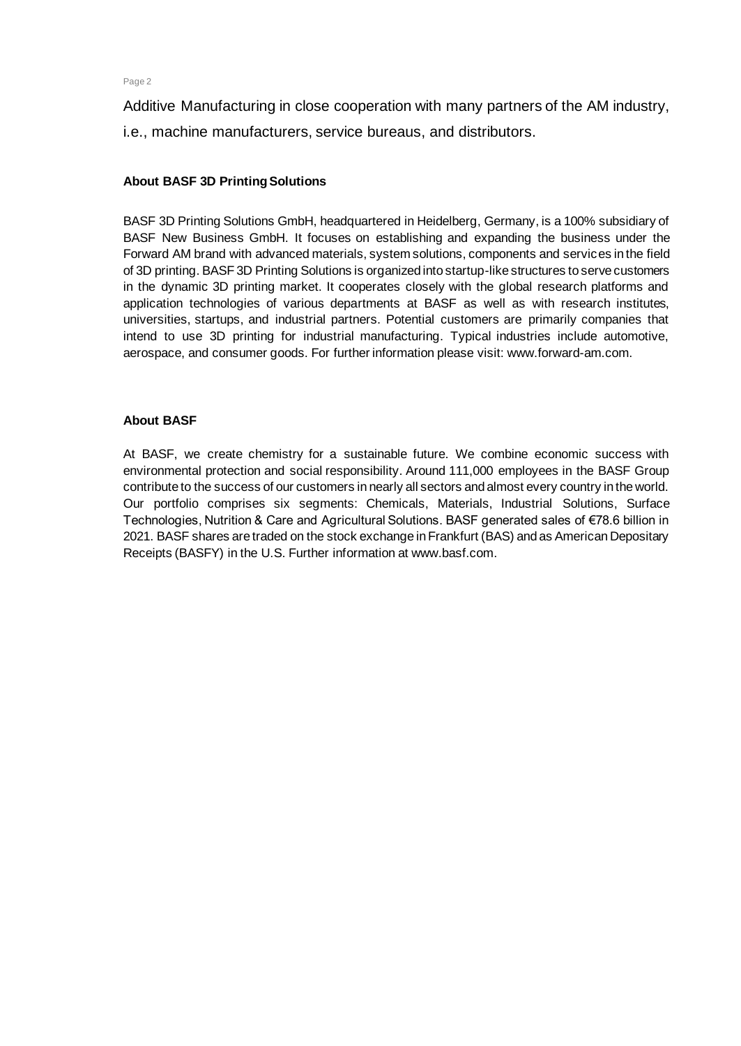Additive Manufacturing in close cooperation with many partners of the AM industry, i.e., machine manufacturers, service bureaus, and distributors.

**About BASF 3D Printing Solutions**

BASF 3D Printing Solutions GmbH, headquartered in Heidelberg, Germany, is a 100% subsidiary of BASF New Business GmbH. It focuses on establishing and expanding the business under the Forward AM brand with advanced materials, system solutions, components and services in the field of 3D printing. BASF 3D Printing Solutions is organized into startup-like structures to serve customers in the dynamic 3D printing market. It cooperates closely with the global research platforms and application technologies of various departments at BASF as well as with research institutes, universities, startups, and industrial partners. Potential customers are primarily companies that intend to use 3D printing for industrial manufacturing. Typical industries include automotive, aerospace, and consumer goods. For further information please visit: www.forward-am.com.

**About BASF**

At BASF, we create chemistry for a sustainable future. We combine economic success with environmental protection and social responsibility. Around 111,000 employees in the BASF Group contribute to the success of our customers in nearly all sectors and almost every country in the world. Our portfolio comprises six segments: Chemicals, Materials, Industrial Solutions, Surface Technologies, Nutrition & Care and Agricultural Solutions. BASF generated sales of €78.6 billion in 2021. BASF shares are traded on the stock exchange in Frankfurt (BAS) and as American Depositary Receipts (BASFY) in the U.S. Further information at www.basf.com.